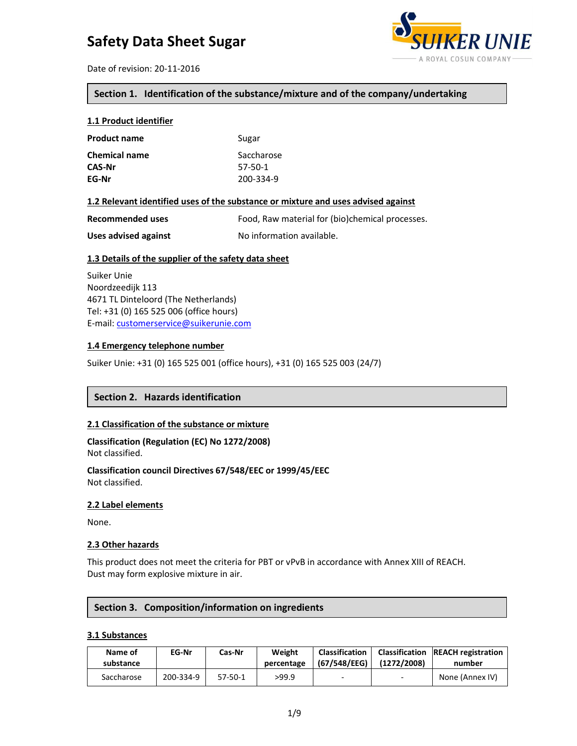# Safety Data Sheet Sugar

Date of revision: 20-11-2016

## Section 1. Identification of the substance/mixture and of the company/undertaking

### 1.1 Product identifier

**Product name** Sugar

**Chemical name** Saccharose
**CAS-Nr** 57-50-1
**EG-Nr** 200-334-9

### 1.2 Relevant identified uses of the substance or mixture and uses advised against

**Recommended uses** Food, Raw material for (bio)chemical processes.

**Uses advised against** No information available.

### 1.3 Details of the supplier of the safety data sheet

Suiker Unie
Noordzeedijk 113
4671 TL Dinteloord (The Netherlands)
Tel: +31 (0) 165 525 006 (office hours)
E-mail: customerservice@suikerunie.com

### 1.4 Emergency telephone number

Suiker Unie: +31 (0) 165 525 001 (office hours), +31 (0) 165 525 003 (24/7)

## Section 2. Hazards identification

### 2.1 Classification of the substance or mixture

**Classification (Regulation (EC) No 1272/2008)**
Not classified.

**Classification council Directives 67/548/EEC or 1999/45/EEC**
Not classified.

### 2.2 Label elements

None.

### 2.3 Other hazards

This product does not meet the criteria for PBT or vPvB in accordance with Annex XIII of REACH.
Dust may form explosive mixture in air.

## Section 3. Composition/information on ingredients

### 3.1 Substances

| Name of substance | EG-Nr | Cas-Nr | Weight percentage | Classification (67/548/EEG) | Classification (1272/2008) | REACH registration number |
|---|---|---|---|---|---|---|
| Saccharose | 200-334-9 | 57-50-1 | >99.9 | - | - | None (Annex IV) |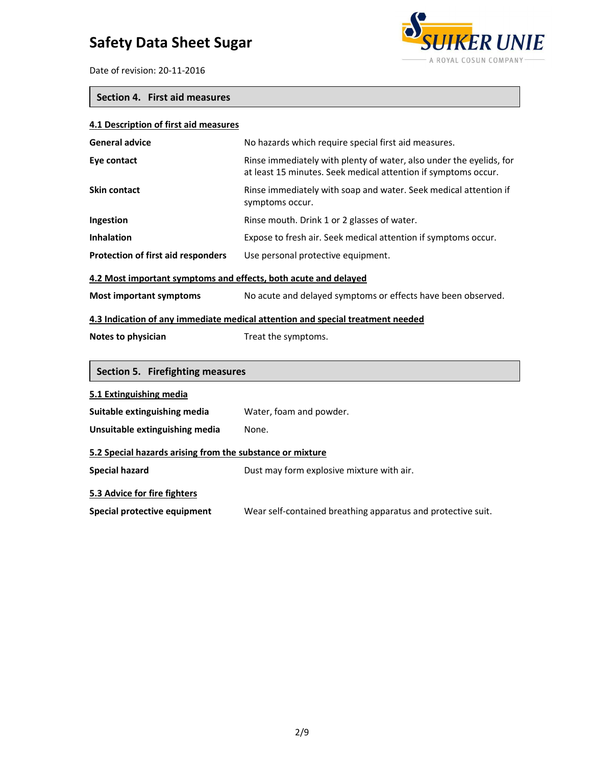## Section 4. First aid measures

### 4.1 Description of first aid measures

| | |
|---|---|
| **General advice** | No hazards which require special first aid measures. |
| **Eye contact** | Rinse immediately with plenty of water, also under the eyelids, for at least 15 minutes. Seek medical attention if symptoms occur. |
| **Skin contact** | Rinse immediately with soap and water. Seek medical attention if symptoms occur. |
| **Ingestion** | Rinse mouth. Drink 1 or 2 glasses of water. |
| **Inhalation** | Expose to fresh air. Seek medical attention if symptoms occur. |
| **Protection of first aid responders** | Use personal protective equipment. |

### 4.2 Most important symptoms and effects, both acute and delayed

| | |
|---|---|
| **Most important symptoms** | No acute and delayed symptoms or effects have been observed. |

### 4.3 Indication of any immediate medical attention and special treatment needed

| | |
|---|---|
| **Notes to physician** | Treat the symptoms. |

## Section 5. Firefighting measures

### 5.1 Extinguishing media

| | |
|---|---|
| **Suitable extinguishing media** | Water, foam and powder. |
| **Unsuitable extinguishing media** | None. |

### 5.2 Special hazards arising from the substance or mixture

| | |
|---|---|
| **Special hazard** | Dust may form explosive mixture with air. |

### 5.3 Advice for fire fighters

| | |
|---|---|
| **Special protective equipment** | Wear self-contained breathing apparatus and protective suit. |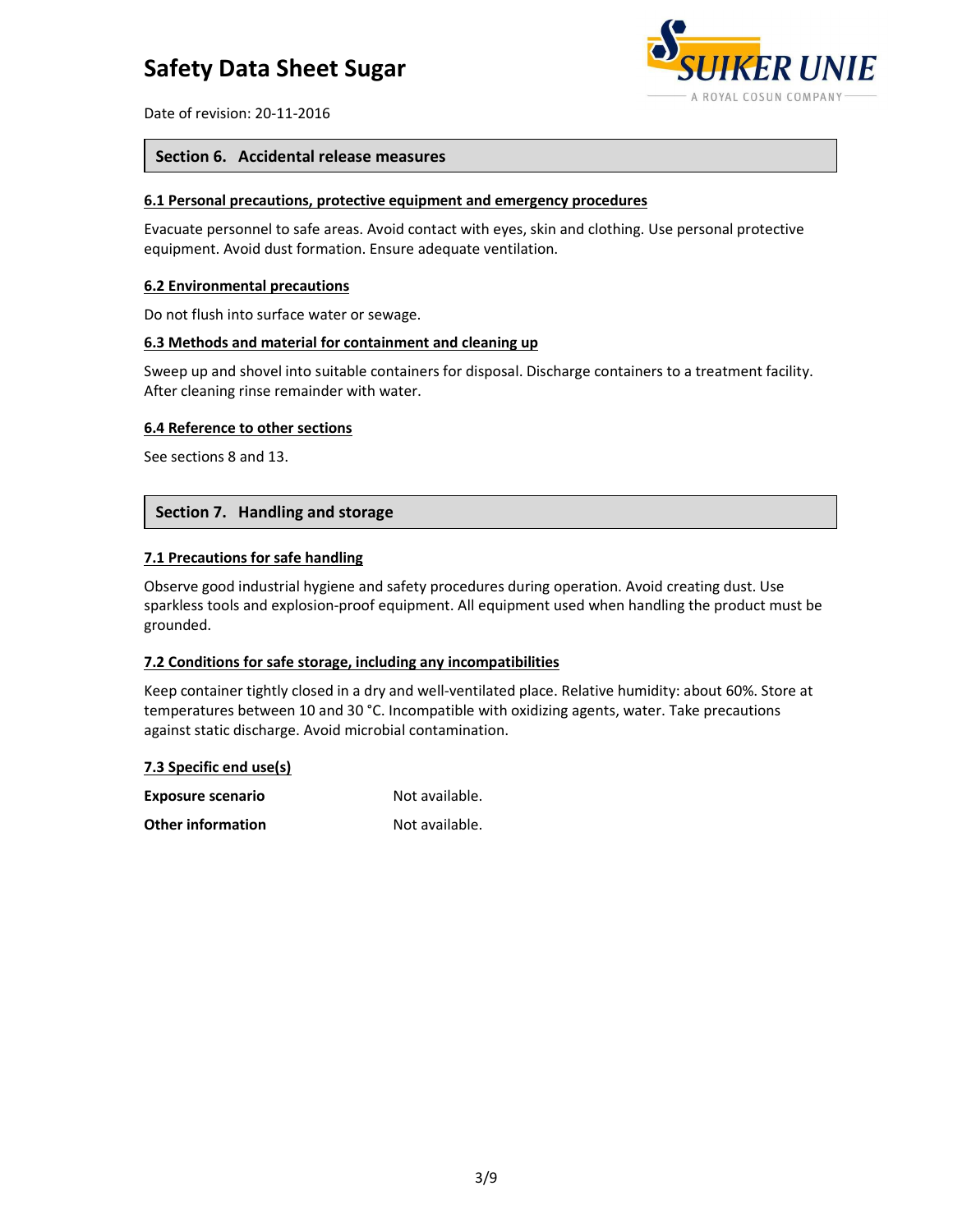# Safety Data Sheet Sugar

Date of revision: 20-11-2016

## Section 6. Accidental release measures

### 6.1 Personal precautions, protective equipment and emergency procedures

Evacuate personnel to safe areas. Avoid contact with eyes, skin and clothing. Use personal protective equipment. Avoid dust formation. Ensure adequate ventilation.

### 6.2 Environmental precautions

Do not flush into surface water or sewage.

### 6.3 Methods and material for containment and cleaning up

Sweep up and shovel into suitable containers for disposal. Discharge containers to a treatment facility. After cleaning rinse remainder with water.

### 6.4 Reference to other sections

See sections 8 and 13.

## Section 7. Handling and storage

### 7.1 Precautions for safe handling

Observe good industrial hygiene and safety procedures during operation. Avoid creating dust. Use sparkless tools and explosion-proof equipment. All equipment used when handling the product must be grounded.

### 7.2 Conditions for safe storage, including any incompatibilities

Keep container tightly closed in a dry and well-ventilated place. Relative humidity: about 60%. Store at temperatures between 10 and 30 °C. Incompatible with oxidizing agents, water. Take precautions against static discharge. Avoid microbial contamination.

### 7.3 Specific end use(s)

**Exposure scenario** Not available.

**Other information** Not available.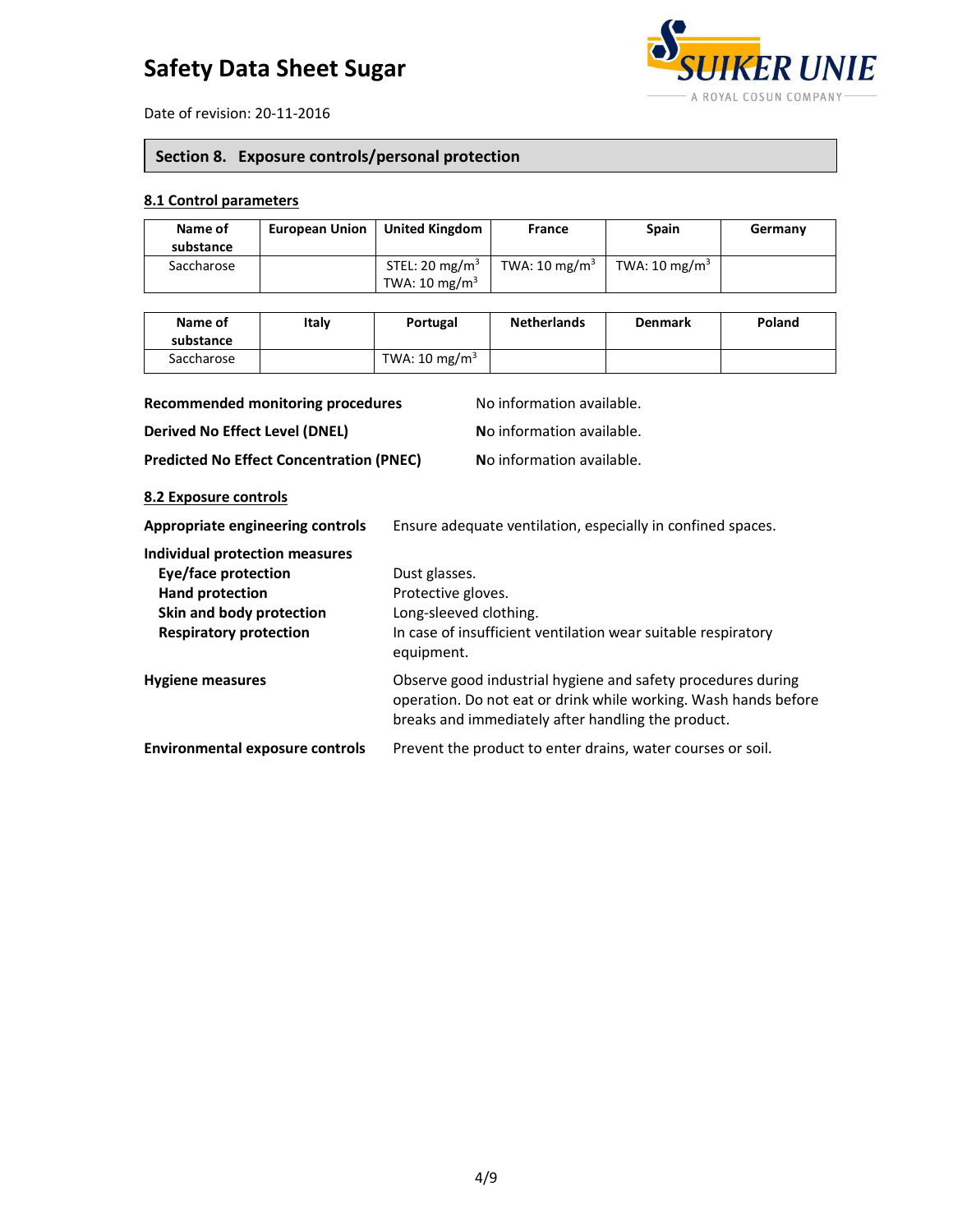# Safety Data Sheet Sugar

Date of revision: 20-11-2016

## Section 8. Exposure controls/personal protection

### 8.1 Control parameters

| Name of substance | European Union | United Kingdom | France | Spain | Germany |
|---|---|---|---|---|---|
| Saccharose | | STEL: 20 mg/m$^3$<br>TWA: 10 mg/m$^3$ | TWA: 10 mg/m$^3$ | TWA: 10 mg/m$^3$ | |

| Name of substance | Italy | Portugal | Netherlands | Denmark | Poland |
|---|---|---|---|---|---|
| Saccharose | | TWA: 10 mg/m$^3$ | | | |

**Recommended monitoring procedures** No information available.

**Derived No Effect Level (DNEL)** No information available.

**Predicted No Effect Concentration (PNEC)** No information available.

### 8.2 Exposure controls

**Appropriate engineering controls** Ensure adequate ventilation, especially in confined spaces.

**Individual protection measures**

- **Eye/face protection** Dust glasses.
- **Hand protection** Protective gloves.
- **Skin and body protection** Long-sleeved clothing.
- **Respiratory protection** In case of insufficient ventilation wear suitable respiratory equipment.

**Hygiene measures** Observe good industrial hygiene and safety procedures during operation. Do not eat or drink while working. Wash hands before breaks and immediately after handling the product.

**Environmental exposure controls** Prevent the product to enter drains, water courses or soil.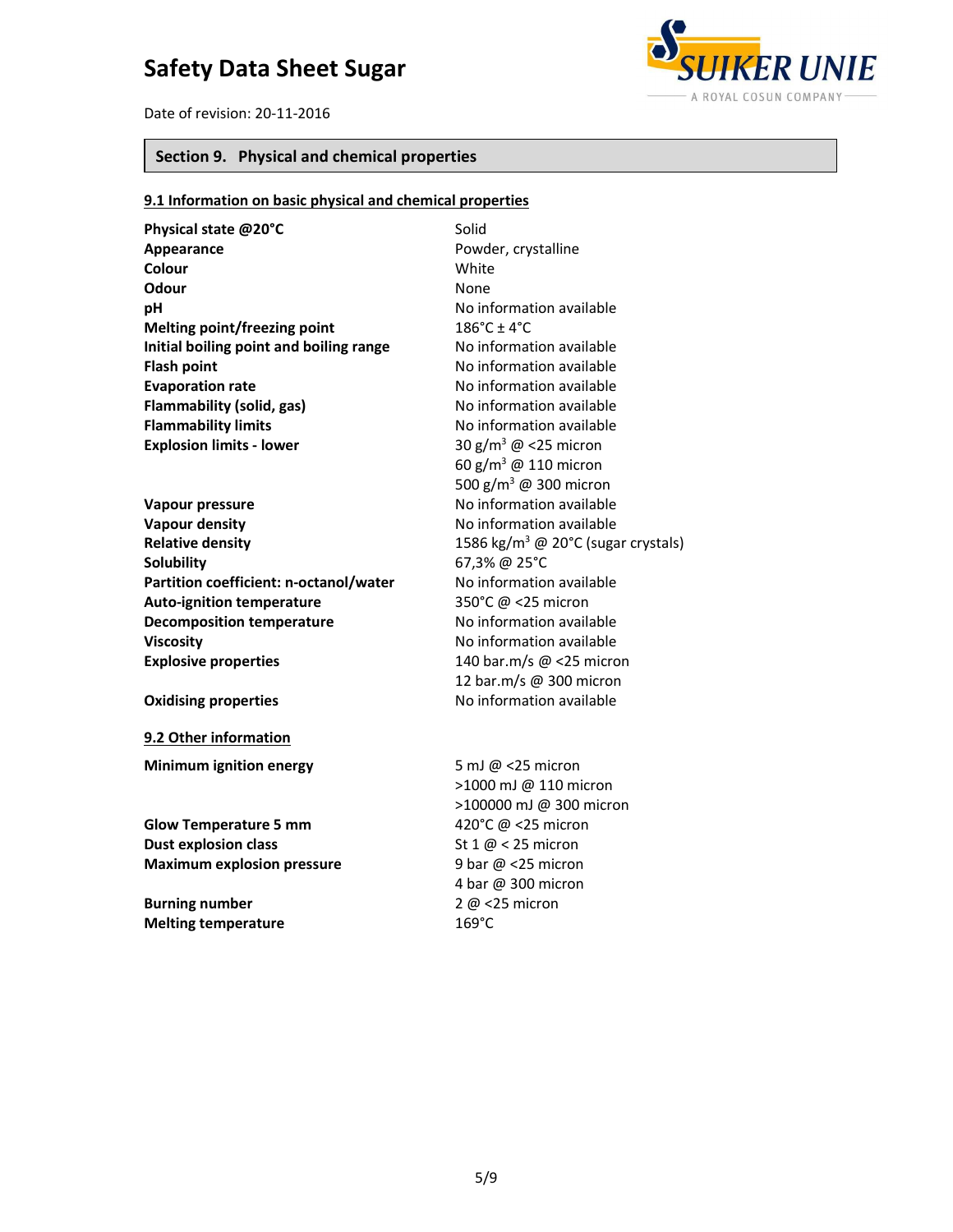## Section 9. Physical and chemical properties

### 9.1 Information on basic physical and chemical properties

| Property | Value |
|---|---|
| **Physical state @20°C** | Solid |
| **Appearance** | Powder, crystalline |
| **Colour** | White |
| **Odour** | None |
| **pH** | No information available |
| **Melting point/freezing point** | 186°C ± 4°C |
| **Initial boiling point and boiling range** | No information available |
| **Flash point** | No information available |
| **Evaporation rate** | No information available |
| **Flammability (solid, gas)** | No information available |
| **Flammability limits** | No information available |
| **Explosion limits - lower** | 30 g/m$^3$ @ <25 micron<br>60 g/m$^3$ @ 110 micron<br>500 g/m$^3$ @ 300 micron |
| **Vapour pressure** | No information available |
| **Vapour density** | No information available |
| **Relative density** | 1586 kg/m$^3$ @ 20°C (sugar crystals) |
| **Solubility** | 67,3% @ 25°C |
| **Partition coefficient: n-octanol/water** | No information available |
| **Auto-ignition temperature** | 350°C @ <25 micron |
| **Decomposition temperature** | No information available |
| **Viscosity** | No information available |
| **Explosive properties** | 140 bar.m/s @ <25 micron<br>12 bar.m/s @ 300 micron |
| **Oxidising properties** | No information available |

### 9.2 Other information

| Property | Value |
|---|---|
| **Minimum ignition energy** | 5 mJ @ <25 micron<br>>1000 mJ @ 110 micron<br>>100000 mJ @ 300 micron |
| **Glow Temperature 5 mm** | 420°C @ <25 micron |
| **Dust explosion class** | St 1 @ < 25 micron |
| **Maximum explosion pressure** | 9 bar @ <25 micron<br>4 bar @ 300 micron |
| **Burning number** | 2 @ <25 micron |
| **Melting temperature** | 169°C |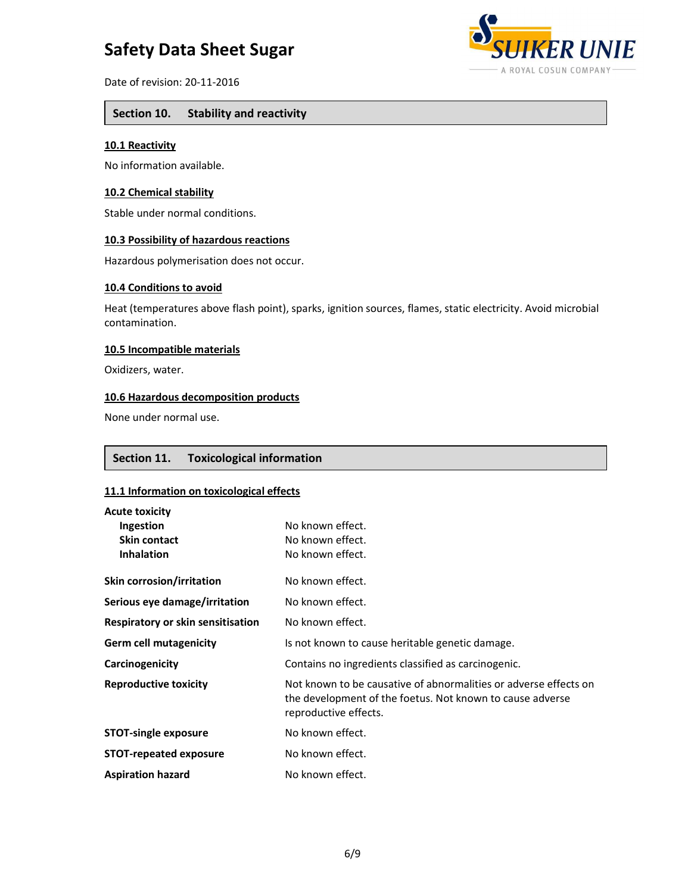## Section 10. Stability and reactivity

### 10.1 Reactivity

No information available.

### 10.2 Chemical stability

Stable under normal conditions.

### 10.3 Possibility of hazardous reactions

Hazardous polymerisation does not occur.

### 10.4 Conditions to avoid

Heat (temperatures above flash point), sparks, ignition sources, flames, static electricity. Avoid microbial contamination.

### 10.5 Incompatible materials

Oxidizers, water.

### 10.6 Hazardous decomposition products

None under normal use.

## Section 11. Toxicological information

### 11.1 Information on toxicological effects

| | |
|---|---|
| **Acute toxicity** | |
| **Ingestion** | No known effect. |
| **Skin contact** | No known effect. |
| **Inhalation** | No known effect. |
| **Skin corrosion/irritation** | No known effect. |
| **Serious eye damage/irritation** | No known effect. |
| **Respiratory or skin sensitisation** | No known effect. |
| **Germ cell mutagenicity** | Is not known to cause heritable genetic damage. |
| **Carcinogenicity** | Contains no ingredients classified as carcinogenic. |
| **Reproductive toxicity** | Not known to be causative of abnormalities or adverse effects on the development of the foetus. Not known to cause adverse reproductive effects. |
| **STOT-single exposure** | No known effect. |
| **STOT-repeated exposure** | No known effect. |
| **Aspiration hazard** | No known effect. |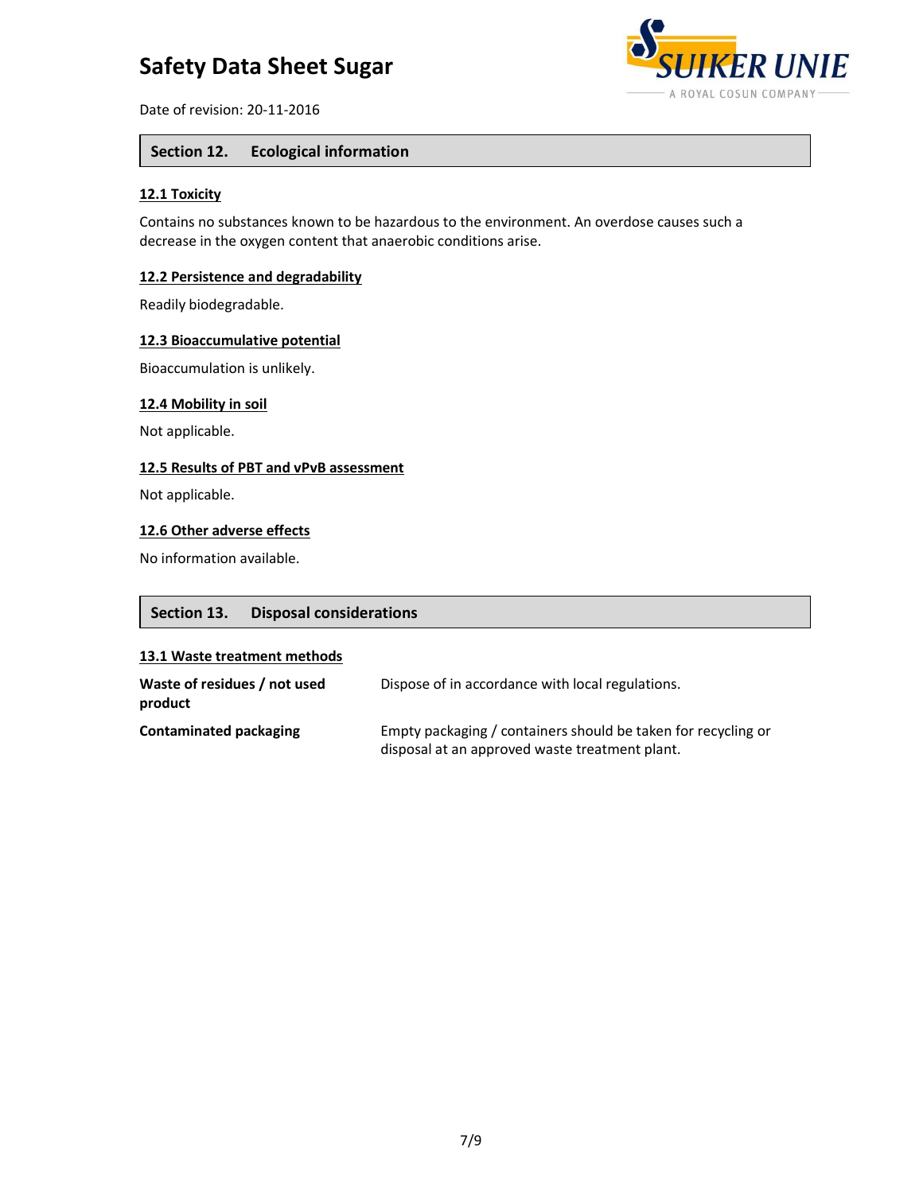## Section 12. Ecological information

### 12.1 Toxicity

Contains no substances known to be hazardous to the environment. An overdose causes such a decrease in the oxygen content that anaerobic conditions arise.

### 12.2 Persistence and degradability

Readily biodegradable.

### 12.3 Bioaccumulative potential

Bioaccumulation is unlikely.

### 12.4 Mobility in soil

Not applicable.

### 12.5 Results of PBT and vPvB assessment

Not applicable.

### 12.6 Other adverse effects

No information available.

## Section 13. Disposal considerations

### 13.1 Waste treatment methods

| | |
|---|---|
| **Waste of residues / not used product** | Dispose of in accordance with local regulations. |
| **Contaminated packaging** | Empty packaging / containers should be taken for recycling or disposal at an approved waste treatment plant. |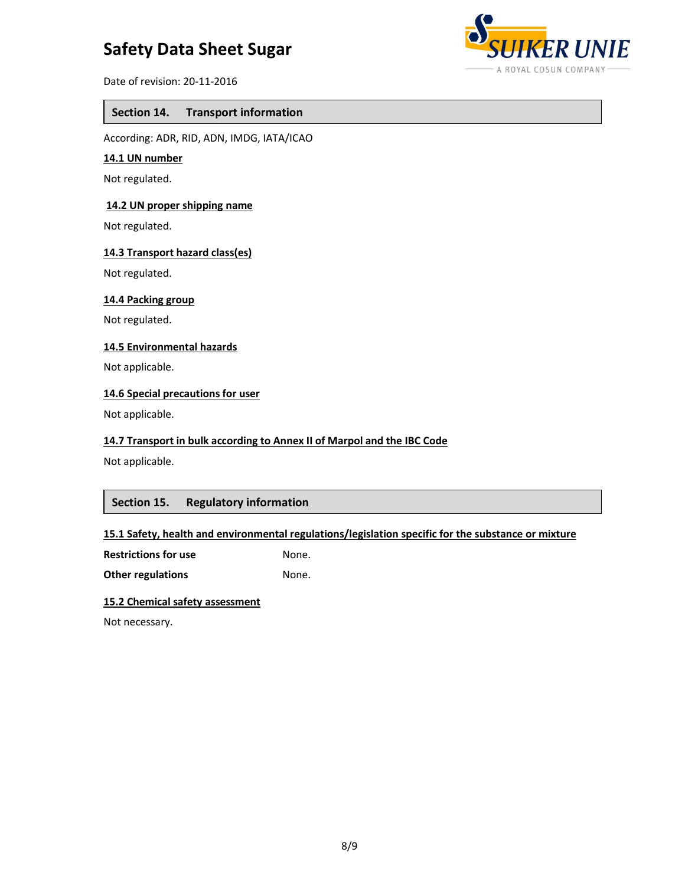## Section 14. Transport information

According: ADR, RID, ADN, IMDG, IATA/ICAO

### 14.1 UN number

Not regulated.

### 14.2 UN proper shipping name

Not regulated.

### 14.3 Transport hazard class(es)

Not regulated.

### 14.4 Packing group

Not regulated.

### 14.5 Environmental hazards

Not applicable.

### 14.6 Special precautions for user

Not applicable.

### 14.7 Transport in bulk according to Annex II of Marpol and the IBC Code

Not applicable.

## Section 15. Regulatory information

### 15.1 Safety, health and environmental regulations/legislation specific for the substance or mixture

| | |
|---|---|
| **Restrictions for use** | None. |
| **Other regulations** | None. |

### 15.2 Chemical safety assessment

Not necessary.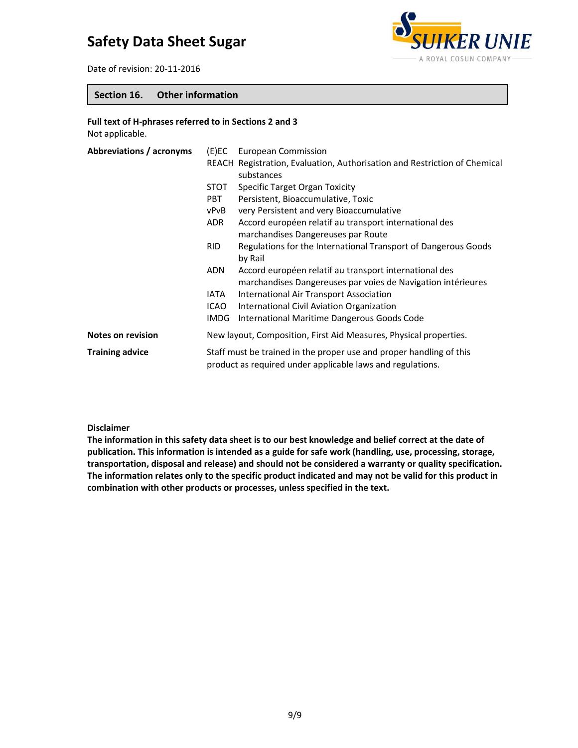## Section 16. Other information

**Full text of H-phrases referred to in Sections 2 and 3**
Not applicable.

**Abbreviations / acronyms**

| | |
|---|---|
| (E)EC | European Commission |
| REACH | Registration, Evaluation, Authorisation and Restriction of Chemical substances |
| STOT | Specific Target Organ Toxicity |
| PBT | Persistent, Bioaccumulative, Toxic |
| vPvB | very Persistent and very Bioaccumulative |
| ADR | Accord européen relatif au transport international des marchandises Dangereuses par Route |
| RID | Regulations for the International Transport of Dangerous Goods by Rail |
| ADN | Accord européen relatif au transport international des marchandises Dangereuses par voies de Navigation intérieures |
| IATA | International Air Transport Association |
| ICAO | International Civil Aviation Organization |
| IMDG | International Maritime Dangerous Goods Code |

**Notes on revision** New layout, Composition, First Aid Measures, Physical properties.

**Training advice** Staff must be trained in the proper use and proper handling of this product as required under applicable laws and regulations.

**Disclaimer**
**The information in this safety data sheet is to our best knowledge and belief correct at the date of publication. This information is intended as a guide for safe work (handling, use, processing, storage, transportation, disposal and release) and should not be considered a warranty or quality specification. The information relates only to the specific product indicated and may not be valid for this product in combination with other products or processes, unless specified in the text.**